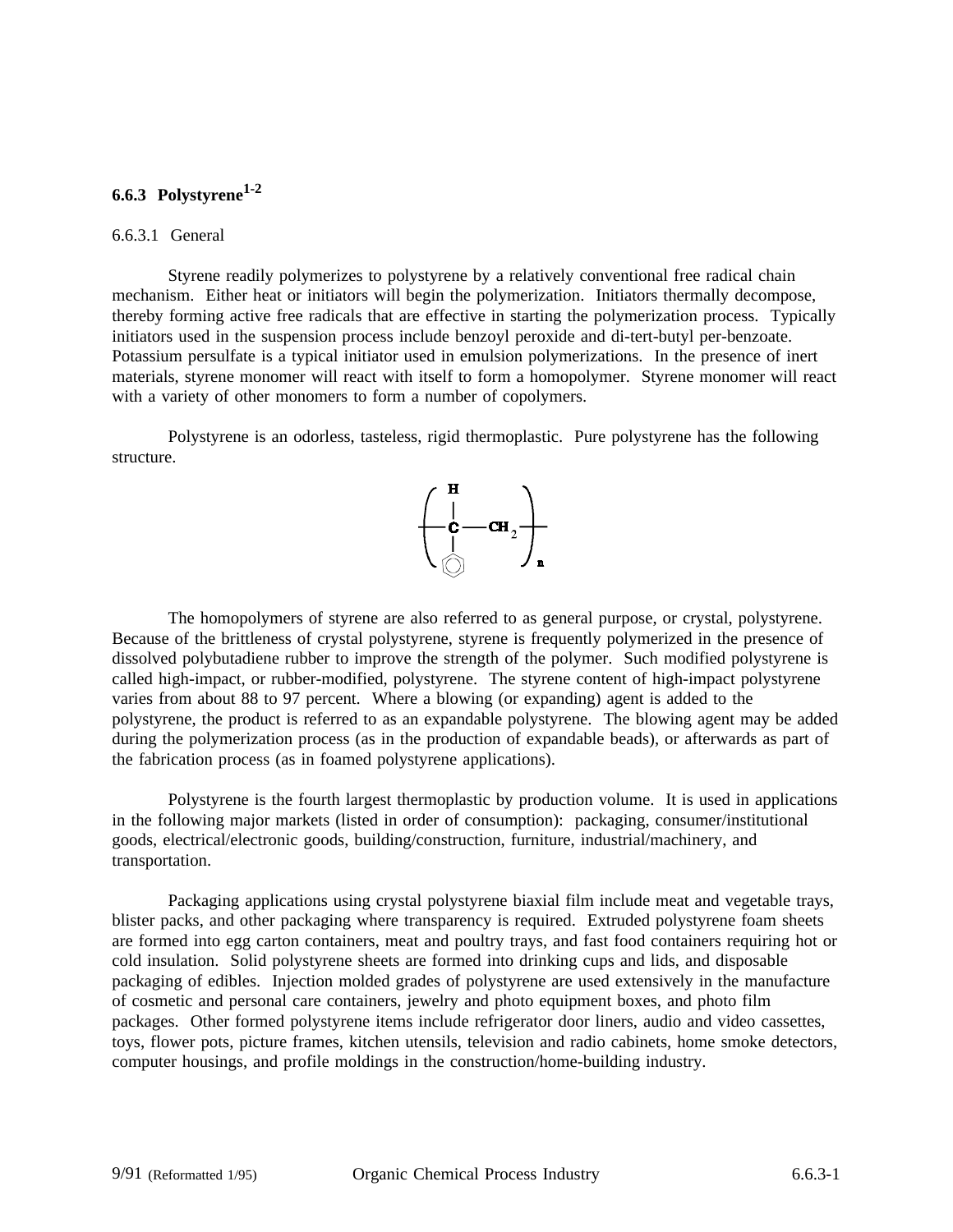## 6.6.3 Polystyrene[1-2]

### 6.6.3.1 General

Styrene readily polymerizes to polystyrene by a relatively conventional free radical chain mechanism. Either heat or initiators will begin the polymerization. Initiators thermally decompose, thereby forming active free radicals that are effective in starting the polymerization process. Typically initiators used in the suspension process include benzoyl peroxide and di-tert-butyl per-benzoate. Potassium persulfate is a typical initiator used in emulsion polymerizations. In the presence of inert materials, styrene monomer will react with itself to form a homopolymer. Styrene monomer will react with a variety of other monomers to form a number of copolymers.

Polystyrene is an odorless, tasteless, rigid thermoplastic. Pure polystyrene has the following structure.

$$\left( -\underset{\underset{C_6H_5}{|}}{\overset{\overset{H}{|}}{C}} - CH_2 - \right)_n$$

The homopolymers of styrene are also referred to as general purpose, or crystal, polystyrene. Because of the brittleness of crystal polystyrene, styrene is frequently polymerized in the presence of dissolved polybutadiene rubber to improve the strength of the polymer. Such modified polystyrene is called high-impact, or rubber-modified, polystyrene. The styrene content of high-impact polystyrene varies from about 88 to 97 percent. Where a blowing (or expanding) agent is added to the polystyrene, the product is referred to as an expandable polystyrene. The blowing agent may be added during the polymerization process (as in the production of expandable beads), or afterwards as part of the fabrication process (as in foamed polystyrene applications).

Polystyrene is the fourth largest thermoplastic by production volume. It is used in applications in the following major markets (listed in order of consumption): packaging, consumer/institutional goods, electrical/electronic goods, building/construction, furniture, industrial/machinery, and transportation.

Packaging applications using crystal polystyrene biaxial film include meat and vegetable trays, blister packs, and other packaging where transparency is required. Extruded polystyrene foam sheets are formed into egg carton containers, meat and poultry trays, and fast food containers requiring hot or cold insulation. Solid polystyrene sheets are formed into drinking cups and lids, and disposable packaging of edibles. Injection molded grades of polystyrene are used extensively in the manufacture of cosmetic and personal care containers, jewelry and photo equipment boxes, and photo film packages. Other formed polystyrene items include refrigerator door liners, audio and video cassettes, toys, flower pots, picture frames, kitchen utensils, television and radio cabinets, home smoke detectors, computer housings, and profile moldings in the construction/home-building industry.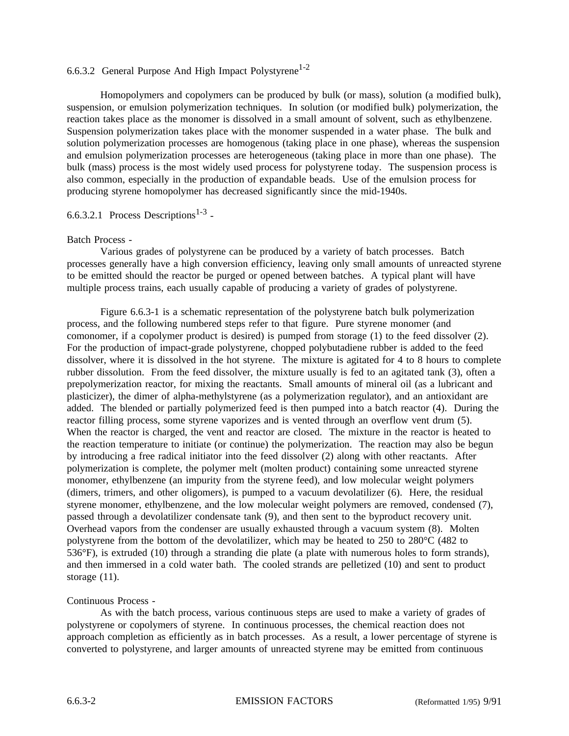## 6.6.3.2 General Purpose And High Impact Polystyrene[1-2]

Homopolymers and copolymers can be produced by bulk (or mass), solution (a modified bulk), suspension, or emulsion polymerization techniques. In solution (or modified bulk) polymerization, the reaction takes place as the monomer is dissolved in a small amount of solvent, such as ethylbenzene. Suspension polymerization takes place with the monomer suspended in a water phase. The bulk and solution polymerization processes are homogenous (taking place in one phase), whereas the suspension and emulsion polymerization processes are heterogeneous (taking place in more than one phase). The bulk (mass) process is the most widely used process for polystyrene today. The suspension process is also common, especially in the production of expandable beads. Use of the emulsion process for producing styrene homopolymer has decreased significantly since the mid-1940s.

### 6.6.3.2.1 Process Descriptions[1-3] -

Batch Process -

Various grades of polystyrene can be produced by a variety of batch processes. Batch processes generally have a high conversion efficiency, leaving only small amounts of unreacted styrene to be emitted should the reactor be purged or opened between batches. A typical plant will have multiple process trains, each usually capable of producing a variety of grades of polystyrene.

Figure 6.6.3-1 is a schematic representation of the polystyrene batch bulk polymerization process, and the following numbered steps refer to that figure. Pure styrene monomer (and comonomer, if a copolymer product is desired) is pumped from storage (1) to the feed dissolver (2). For the production of impact-grade polystyrene, chopped polybutadiene rubber is added to the feed dissolver, where it is dissolved in the hot styrene. The mixture is agitated for 4 to 8 hours to complete rubber dissolution. From the feed dissolver, the mixture usually is fed to an agitated tank (3), often a prepolymerization reactor, for mixing the reactants. Small amounts of mineral oil (as a lubricant and plasticizer), the dimer of alpha-methylstyrene (as a polymerization regulator), and an antioxidant are added. The blended or partially polymerized feed is then pumped into a batch reactor (4). During the reactor filling process, some styrene vaporizes and is vented through an overflow vent drum (5). When the reactor is charged, the vent and reactor are closed. The mixture in the reactor is heated to the reaction temperature to initiate (or continue) the polymerization. The reaction may also be begun by introducing a free radical initiator into the feed dissolver (2) along with other reactants. After polymerization is complete, the polymer melt (molten product) containing some unreacted styrene monomer, ethylbenzene (an impurity from the styrene feed), and low molecular weight polymers (dimers, trimers, and other oligomers), is pumped to a vacuum devolatilizer (6). Here, the residual styrene monomer, ethylbenzene, and the low molecular weight polymers are removed, condensed (7), passed through a devolatilizer condensate tank (9), and then sent to the byproduct recovery unit. Overhead vapors from the condenser are usually exhausted through a vacuum system (8). Molten polystyrene from the bottom of the devolatilizer, which may be heated to 250 to 280°C (482 to 536°F), is extruded (10) through a stranding die plate (a plate with numerous holes to form strands), and then immersed in a cold water bath. The cooled strands are pelletized (10) and sent to product storage (11).

Continuous Process -

As with the batch process, various continuous steps are used to make a variety of grades of polystyrene or copolymers of styrene. In continuous processes, the chemical reaction does not approach completion as efficiently as in batch processes. As a result, a lower percentage of styrene is converted to polystyrene, and larger amounts of unreacted styrene may be emitted from continuous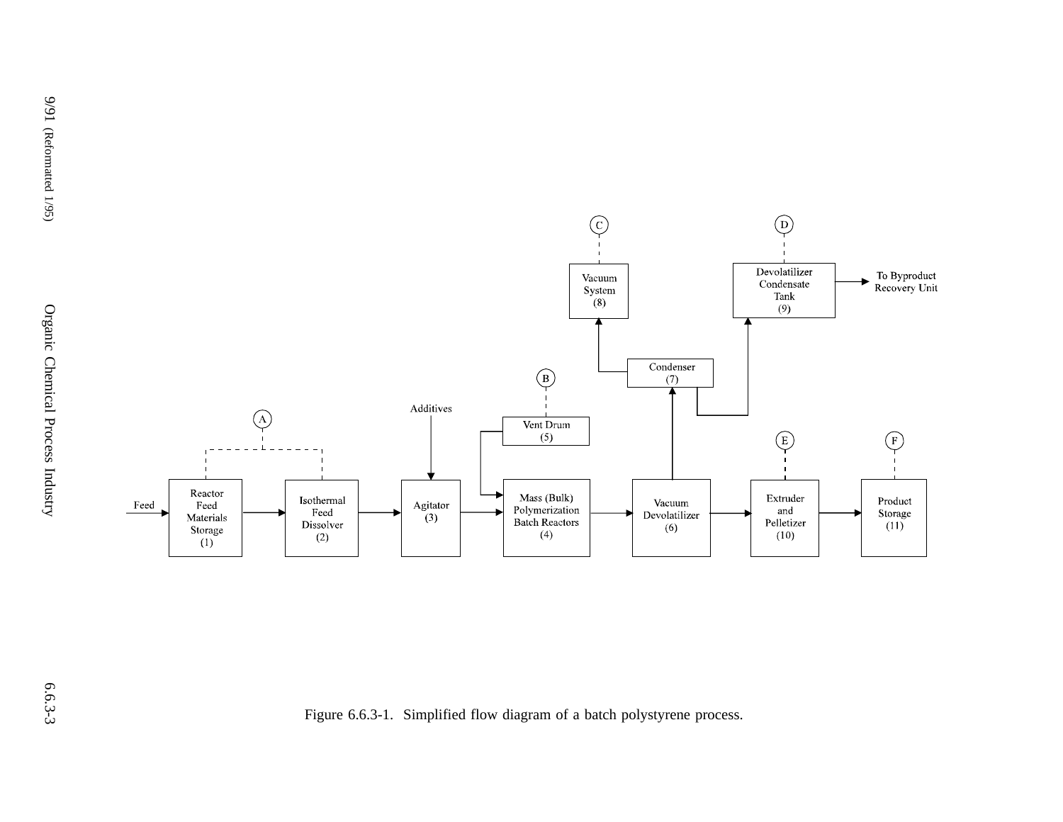Figure 6.6.3-1. Simplified flow diagram of a batch polystyrene process.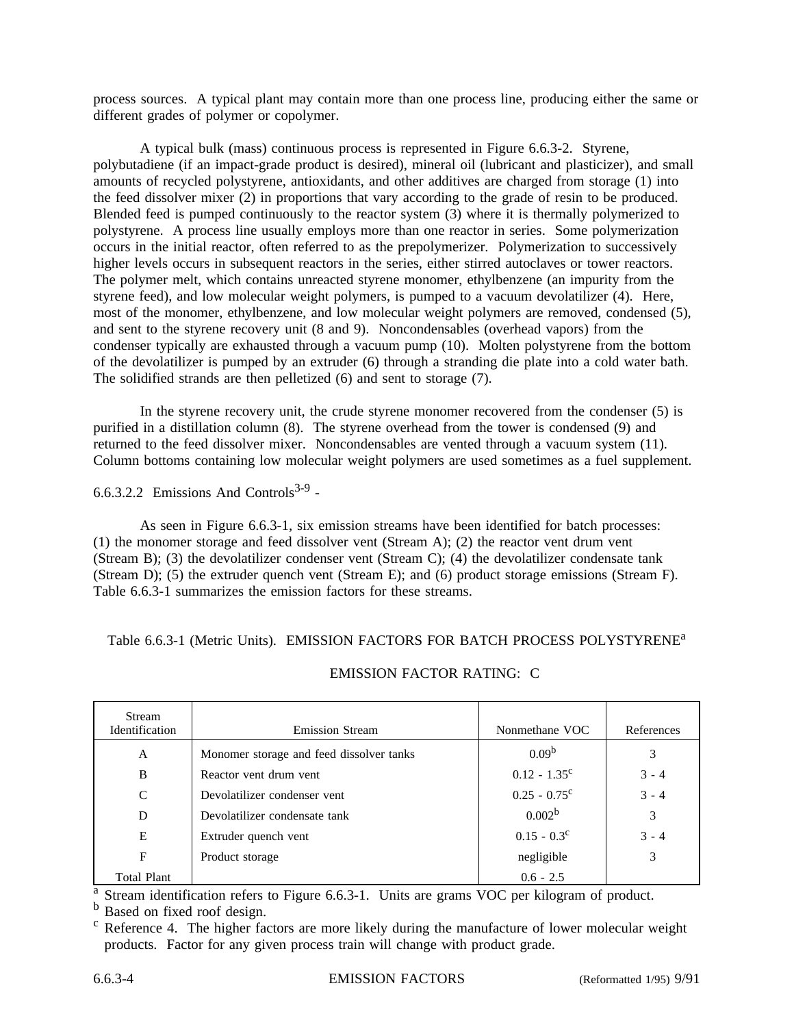process sources. A typical plant may contain more than one process line, producing either the same or different grades of polymer or copolymer.

A typical bulk (mass) continuous process is represented in Figure 6.6.3-2. Styrene, polybutadiene (if an impact-grade product is desired), mineral oil (lubricant and plasticizer), and small amounts of recycled polystyrene, antioxidants, and other additives are charged from storage (1) into the feed dissolver mixer (2) in proportions that vary according to the grade of resin to be produced. Blended feed is pumped continuously to the reactor system (3) where it is thermally polymerized to polystyrene. A process line usually employs more than one reactor in series. Some polymerization occurs in the initial reactor, often referred to as the prepolymerizer. Polymerization to successively higher levels occurs in subsequent reactors in the series, either stirred autoclaves or tower reactors. The polymer melt, which contains unreacted styrene monomer, ethylbenzene (an impurity from the styrene feed), and low molecular weight polymers, is pumped to a vacuum devolatilizer (4). Here, most of the monomer, ethylbenzene, and low molecular weight polymers are removed, condensed (5), and sent to the styrene recovery unit (8 and 9). Noncondensables (overhead vapors) from the condenser typically are exhausted through a vacuum pump (10). Molten polystyrene from the bottom of the devolatilizer is pumped by an extruder (6) through a stranding die plate into a cold water bath. The solidified strands are then pelletized (6) and sent to storage (7).

In the styrene recovery unit, the crude styrene monomer recovered from the condenser (5) is purified in a distillation column (8). The styrene overhead from the tower is condensed (9) and returned to the feed dissolver mixer. Noncondensables are vented through a vacuum system (11). Column bottoms containing low molecular weight polymers are used sometimes as a fuel supplement.

### 6.6.3.2.2 Emissions And Controls[3-9] -

As seen in Figure 6.6.3-1, six emission streams have been identified for batch processes: (1) the monomer storage and feed dissolver vent (Stream A); (2) the reactor vent drum vent (Stream B); (3) the devolatilizer condenser vent (Stream C); (4) the devolatilizer condensate tank (Stream D); (5) the extruder quench vent (Stream E); and (6) product storage emissions (Stream F). Table 6.6.3-1 summarizes the emission factors for these streams.

Table 6.6.3-1 (Metric Units). EMISSION FACTORS FOR BATCH PROCESS POLYSTYRENE[a]

EMISSION FACTOR RATING: C

| Stream Identification | Emission Stream | Nonmethane VOC | References |
|---|---|---|---|
| A | Monomer storage and feed dissolver tanks | 0.09[b] | 3 |
| B | Reactor vent drum vent | 0.12 - 1.35[c] | 3 - 4 |
| C | Devolatilizer condenser vent | 0.25 - 0.75[c] | 3 - 4 |
| D | Devolatilizer condensate tank | 0.002[b] | 3 |
| E | Extruder quench vent | 0.15 - 0.3[c] | 3 - 4 |
| F | Product storage | negligible | 3 |
| Total Plant | | 0.6 - 2.5 | |

[a] Stream identification refers to Figure 6.6.3-1. Units are grams VOC per kilogram of product.
[b] Based on fixed roof design.
[c] Reference 4. The higher factors are more likely during the manufacture of lower molecular weight products. Factor for any given process train will change with product grade.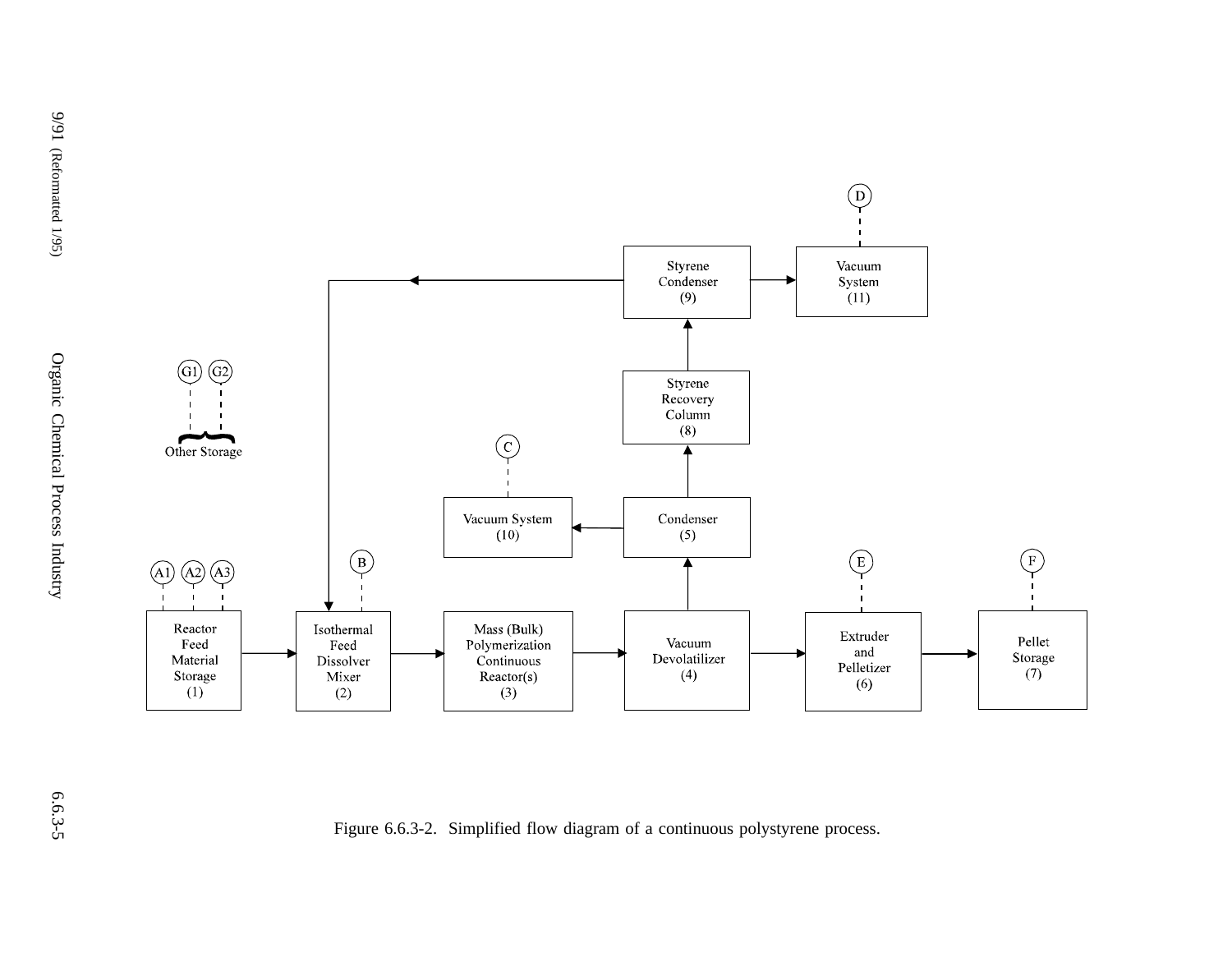Reactor Feed Material Storage (1)

Isothermal Feed Dissolver Mixer (2)

Mass (Bulk) Polymerization Continuous Reactor(s) (3)

Vacuum Devolatilizer (4)

Condenser (5)

Extruder and Pelletizer (6)

Pellet Storage (7)

Styrene Recovery Column (8)

Styrene Condenser (9)

Vacuum System (10)

Vacuum System (11)

Other Storage

A1 A2 A3 B C D E F G1 G2

Figure 6.6.3-2. Simplified flow diagram of a continuous polystyrene process.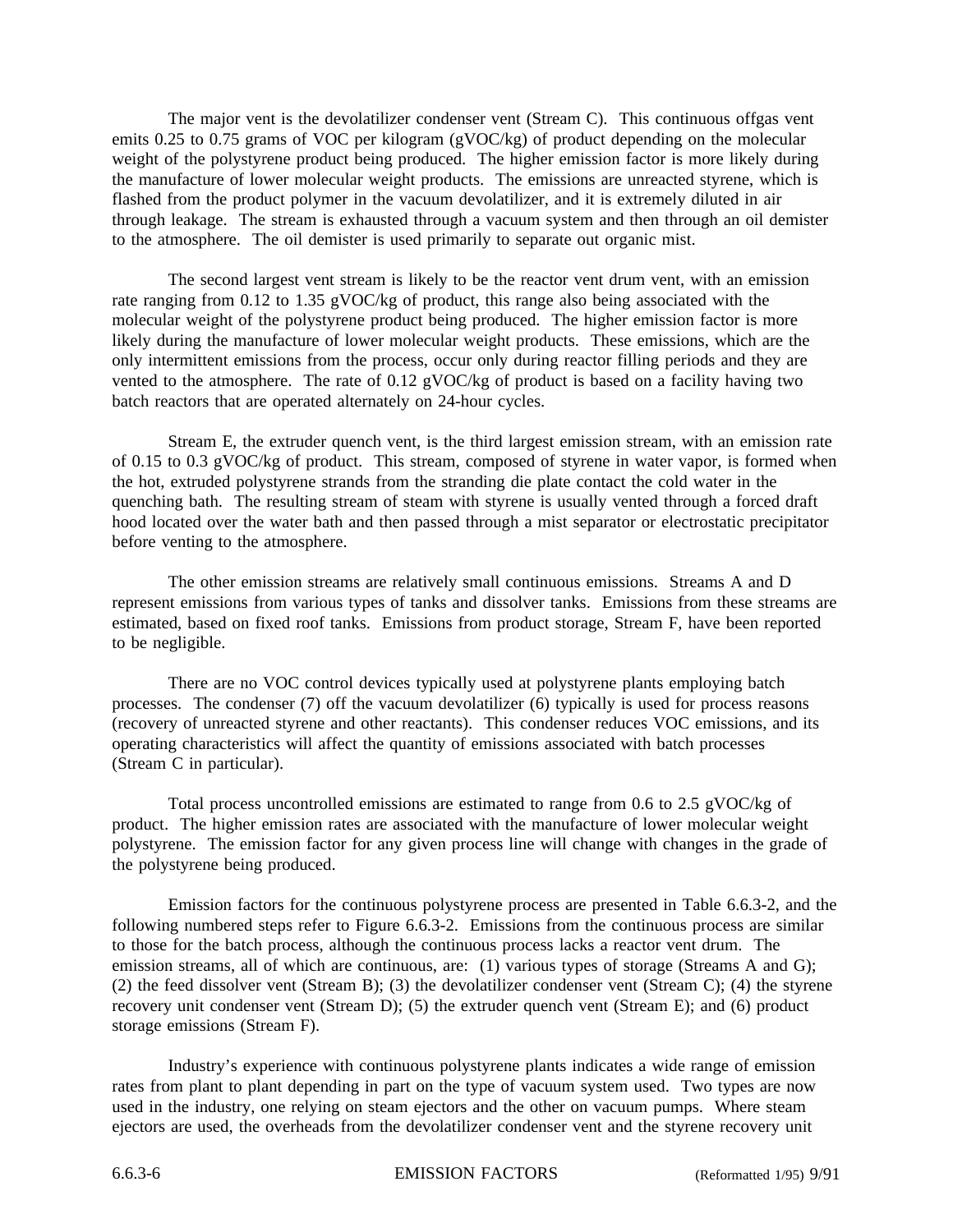The major vent is the devolatilizer condenser vent (Stream C). This continuous offgas vent emits 0.25 to 0.75 grams of VOC per kilogram (gVOC/kg) of product depending on the molecular weight of the polystyrene product being produced. The higher emission factor is more likely during the manufacture of lower molecular weight products. The emissions are unreacted styrene, which is flashed from the product polymer in the vacuum devolatilizer, and it is extremely diluted in air through leakage. The stream is exhausted through a vacuum system and then through an oil demister to the atmosphere. The oil demister is used primarily to separate out organic mist.

The second largest vent stream is likely to be the reactor vent drum vent, with an emission rate ranging from 0.12 to 1.35 gVOC/kg of product, this range also being associated with the molecular weight of the polystyrene product being produced. The higher emission factor is more likely during the manufacture of lower molecular weight products. These emissions, which are the only intermittent emissions from the process, occur only during reactor filling periods and they are vented to the atmosphere. The rate of 0.12 gVOC/kg of product is based on a facility having two batch reactors that are operated alternately on 24-hour cycles.

Stream E, the extruder quench vent, is the third largest emission stream, with an emission rate of 0.15 to 0.3 gVOC/kg of product. This stream, composed of styrene in water vapor, is formed when the hot, extruded polystyrene strands from the stranding die plate contact the cold water in the quenching bath. The resulting stream of steam with styrene is usually vented through a forced draft hood located over the water bath and then passed through a mist separator or electrostatic precipitator before venting to the atmosphere.

The other emission streams are relatively small continuous emissions. Streams A and D represent emissions from various types of tanks and dissolver tanks. Emissions from these streams are estimated, based on fixed roof tanks. Emissions from product storage, Stream F, have been reported to be negligible.

There are no VOC control devices typically used at polystyrene plants employing batch processes. The condenser (7) off the vacuum devolatilizer (6) typically is used for process reasons (recovery of unreacted styrene and other reactants). This condenser reduces VOC emissions, and its operating characteristics will affect the quantity of emissions associated with batch processes (Stream C in particular).

Total process uncontrolled emissions are estimated to range from 0.6 to 2.5 gVOC/kg of product. The higher emission rates are associated with the manufacture of lower molecular weight polystyrene. The emission factor for any given process line will change with changes in the grade of the polystyrene being produced.

Emission factors for the continuous polystyrene process are presented in Table 6.6.3-2, and the following numbered steps refer to Figure 6.6.3-2. Emissions from the continuous process are similar to those for the batch process, although the continuous process lacks a reactor vent drum. The emission streams, all of which are continuous, are: (1) various types of storage (Streams A and G); (2) the feed dissolver vent (Stream B); (3) the devolatilizer condenser vent (Stream C); (4) the styrene recovery unit condenser vent (Stream D); (5) the extruder quench vent (Stream E); and (6) product storage emissions (Stream F).

Industry's experience with continuous polystyrene plants indicates a wide range of emission rates from plant to plant depending in part on the type of vacuum system used. Two types are now used in the industry, one relying on steam ejectors and the other on vacuum pumps. Where steam ejectors are used, the overheads from the devolatilizer condenser vent and the styrene recovery unit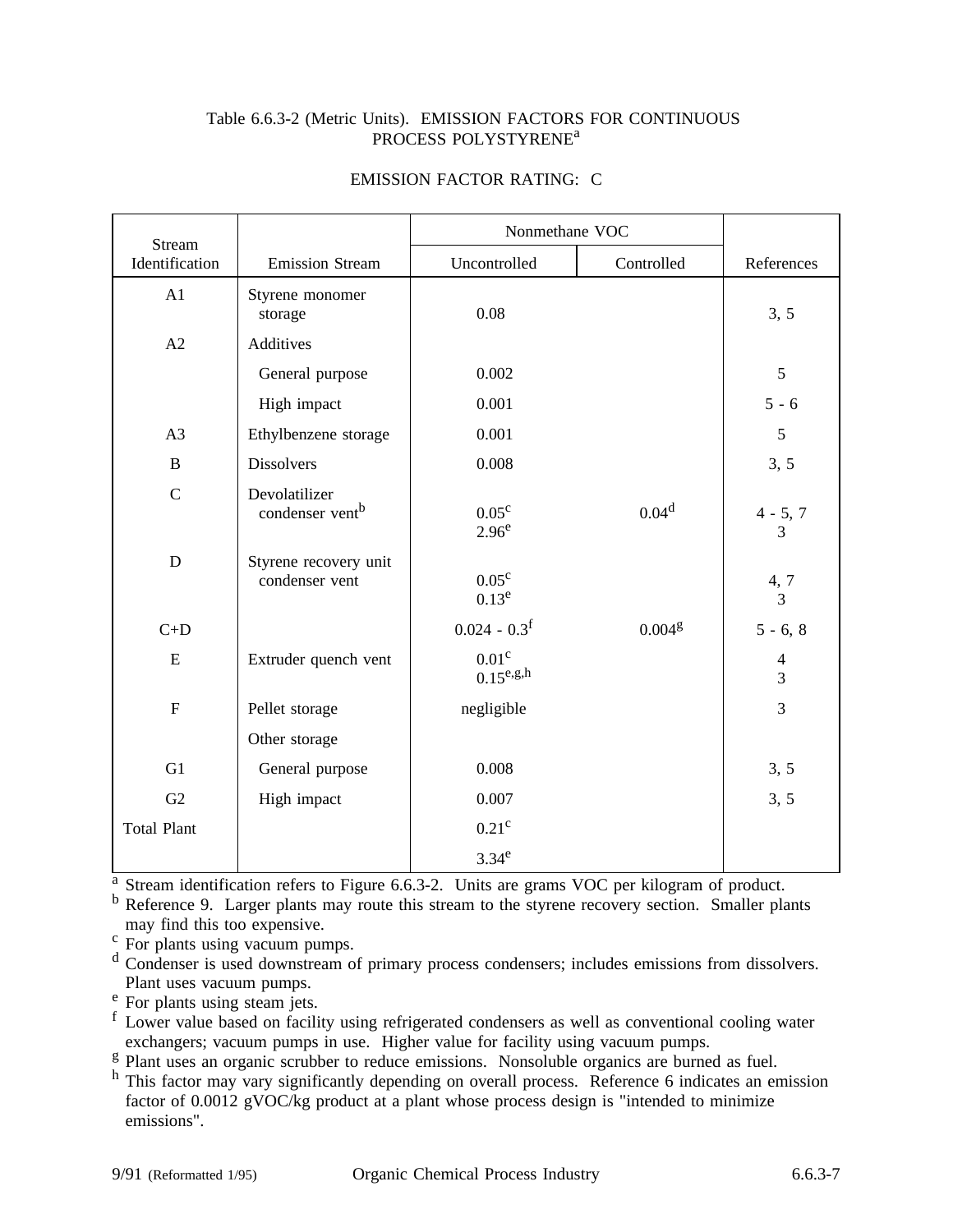Table 6.6.3-2 (Metric Units). EMISSION FACTORS FOR CONTINUOUS PROCESS POLYSTYRENE[a]

EMISSION FACTOR RATING: C

| Stream Identification | Emission Stream | Nonmethane VOC | | References |
|---|---|---|---|---|
| | | Uncontrolled | Controlled | |
| A1 | Styrene monomer storage | 0.08 | | 3, 5 |
| A2 | Additives | | | |
| | General purpose | 0.002 | | 5 |
| | High impact | 0.001 | | 5 - 6 |
| A3 | Ethylbenzene storage | 0.001 | | 5 |
| B | Dissolvers | 0.008 | | 3, 5 |
| C | Devolatilizer condenser vent[b] | 0.05[c]<br>2.96[e] | 0.04[d] | 4 - 5, 7<br>3 |
| D | Styrene recovery unit condenser vent | 0.05[c]<br>0.13[e] | | 4, 7<br>3 |
| C+D | | 0.024 - 0.3[f] | 0.004[g] | 5 - 6, 8 |
| E | Extruder quench vent | 0.01[c]<br>0.15[e,g,h] | | 4<br>3 |
| F | Pellet storage | negligible | | 3 |
| | Other storage | | | |
| G1 | General purpose | 0.008 | | 3, 5 |
| G2 | High impact | 0.007 | | 3, 5 |
| Total Plant | | 0.21[c] | | |
| | | 3.34[e] | | |

[a] Stream identification refers to Figure 6.6.3-2. Units are grams VOC per kilogram of product.
[b] Reference 9. Larger plants may route this stream to the styrene recovery section. Smaller plants may find this too expensive.
[c] For plants using vacuum pumps.
[d] Condenser is used downstream of primary process condensers; includes emissions from dissolvers. Plant uses vacuum pumps.
[e] For plants using steam jets.
[f] Lower value based on facility using refrigerated condensers as well as conventional cooling water exchangers; vacuum pumps in use. Higher value for facility using vacuum pumps.
[g] Plant uses an organic scrubber to reduce emissions. Nonsoluble organics are burned as fuel.
[h] This factor may vary significantly depending on overall process. Reference 6 indicates an emission factor of 0.0012 gVOC/kg product at a plant whose process design is "intended to minimize emissions".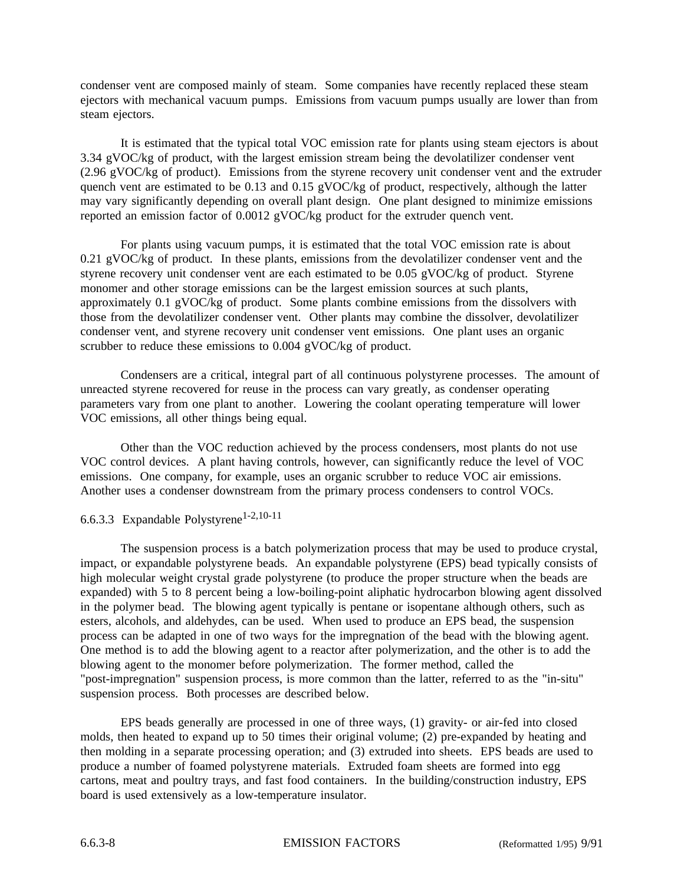condenser vent are composed mainly of steam. Some companies have recently replaced these steam ejectors with mechanical vacuum pumps. Emissions from vacuum pumps usually are lower than from steam ejectors.

It is estimated that the typical total VOC emission rate for plants using steam ejectors is about 3.34 gVOC/kg of product, with the largest emission stream being the devolatilizer condenser vent (2.96 gVOC/kg of product). Emissions from the styrene recovery unit condenser vent and the extruder quench vent are estimated to be 0.13 and 0.15 gVOC/kg of product, respectively, although the latter may vary significantly depending on overall plant design. One plant designed to minimize emissions reported an emission factor of 0.0012 gVOC/kg product for the extruder quench vent.

For plants using vacuum pumps, it is estimated that the total VOC emission rate is about 0.21 gVOC/kg of product. In these plants, emissions from the devolatilizer condenser vent and the styrene recovery unit condenser vent are each estimated to be 0.05 gVOC/kg of product. Styrene monomer and other storage emissions can be the largest emission sources at such plants, approximately 0.1 gVOC/kg of product. Some plants combine emissions from the dissolvers with those from the devolatilizer condenser vent. Other plants may combine the dissolver, devolatilizer condenser vent, and styrene recovery unit condenser vent emissions. One plant uses an organic scrubber to reduce these emissions to 0.004 gVOC/kg of product.

Condensers are a critical, integral part of all continuous polystyrene processes. The amount of unreacted styrene recovered for reuse in the process can vary greatly, as condenser operating parameters vary from one plant to another. Lowering the coolant operating temperature will lower VOC emissions, all other things being equal.

Other than the VOC reduction achieved by the process condensers, most plants do not use VOC control devices. A plant having controls, however, can significantly reduce the level of VOC emissions. One company, for example, uses an organic scrubber to reduce VOC air emissions. Another uses a condenser downstream from the primary process condensers to control VOCs.

### 6.6.3.3 Expandable Polystyrene[1-2,10-11]

The suspension process is a batch polymerization process that may be used to produce crystal, impact, or expandable polystyrene beads. An expandable polystyrene (EPS) bead typically consists of high molecular weight crystal grade polystyrene (to produce the proper structure when the beads are expanded) with 5 to 8 percent being a low-boiling-point aliphatic hydrocarbon blowing agent dissolved in the polymer bead. The blowing agent typically is pentane or isopentane although others, such as esters, alcohols, and aldehydes, can be used. When used to produce an EPS bead, the suspension process can be adapted in one of two ways for the impregnation of the bead with the blowing agent. One method is to add the blowing agent to a reactor after polymerization, and the other is to add the blowing agent to the monomer before polymerization. The former method, called the "post-impregnation" suspension process, is more common than the latter, referred to as the "in-situ" suspension process. Both processes are described below.

EPS beads generally are processed in one of three ways, (1) gravity- or air-fed into closed molds, then heated to expand up to 50 times their original volume; (2) pre-expanded by heating and then molding in a separate processing operation; and (3) extruded into sheets. EPS beads are used to produce a number of foamed polystyrene materials. Extruded foam sheets are formed into egg cartons, meat and poultry trays, and fast food containers. In the building/construction industry, EPS board is used extensively as a low-temperature insulator.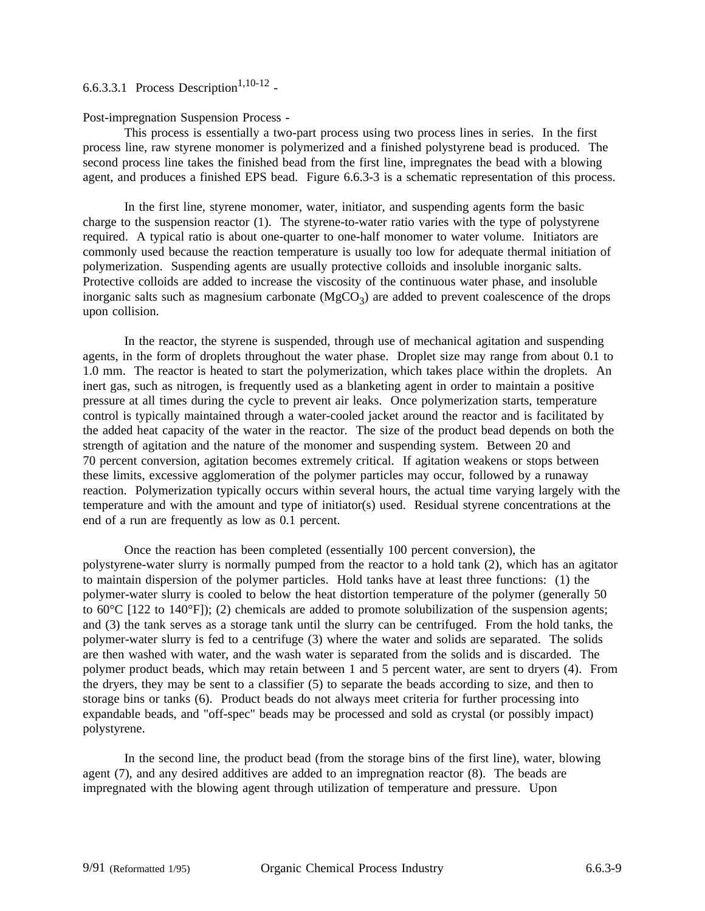6.6.3.3.1 Process Description[1,10-12] -

Post-impregnation Suspension Process -

This process is essentially a two-part process using two process lines in series. In the first process line, raw styrene monomer is polymerized and a finished polystyrene bead is produced. The second process line takes the finished bead from the first line, impregnates the bead with a blowing agent, and produces a finished EPS bead. Figure 6.6.3-3 is a schematic representation of this process.

In the first line, styrene monomer, water, initiator, and suspending agents form the basic charge to the suspension reactor (1). The styrene-to-water ratio varies with the type of polystyrene required. A typical ratio is about one-quarter to one-half monomer to water volume. Initiators are commonly used because the reaction temperature is usually too low for adequate thermal initiation of polymerization. Suspending agents are usually protective colloids and insoluble inorganic salts. Protective colloids are added to increase the viscosity of the continuous water phase, and insoluble inorganic salts such as magnesium carbonate ($MgCO_3$) are added to prevent coalescence of the drops upon collision.

In the reactor, the styrene is suspended, through use of mechanical agitation and suspending agents, in the form of droplets throughout the water phase. Droplet size may range from about 0.1 to 1.0 mm. The reactor is heated to start the polymerization, which takes place within the droplets. An inert gas, such as nitrogen, is frequently used as a blanketing agent in order to maintain a positive pressure at all times during the cycle to prevent air leaks. Once polymerization starts, temperature control is typically maintained through a water-cooled jacket around the reactor and is facilitated by the added heat capacity of the water in the reactor. The size of the product bead depends on both the strength of agitation and the nature of the monomer and suspending system. Between 20 and 70 percent conversion, agitation becomes extremely critical. If agitation weakens or stops between these limits, excessive agglomeration of the polymer particles may occur, followed by a runaway reaction. Polymerization typically occurs within several hours, the actual time varying largely with the temperature and with the amount and type of initiator(s) used. Residual styrene concentrations at the end of a run are frequently as low as 0.1 percent.

Once the reaction has been completed (essentially 100 percent conversion), the polystyrene-water slurry is normally pumped from the reactor to a hold tank (2), which has an agitator to maintain dispersion of the polymer particles. Hold tanks have at least three functions: (1) the polymer-water slurry is cooled to below the heat distortion temperature of the polymer (generally 50 to 60°C [122 to 140°F]); (2) chemicals are added to promote solubilization of the suspension agents; and (3) the tank serves as a storage tank until the slurry can be centrifuged. From the hold tanks, the polymer-water slurry is fed to a centrifuge (3) where the water and solids are separated. The solids are then washed with water, and the wash water is separated from the solids and is discarded. The polymer product beads, which may retain between 1 and 5 percent water, are sent to dryers (4). From the dryers, they may be sent to a classifier (5) to separate the beads according to size, and then to storage bins or tanks (6). Product beads do not always meet criteria for further processing into expandable beads, and "off-spec" beads may be processed and sold as crystal (or possibly impact) polystyrene.

In the second line, the product bead (from the storage bins of the first line), water, blowing agent (7), and any desired additives are added to an impregnation reactor (8). The beads are impregnated with the blowing agent through utilization of temperature and pressure. Upon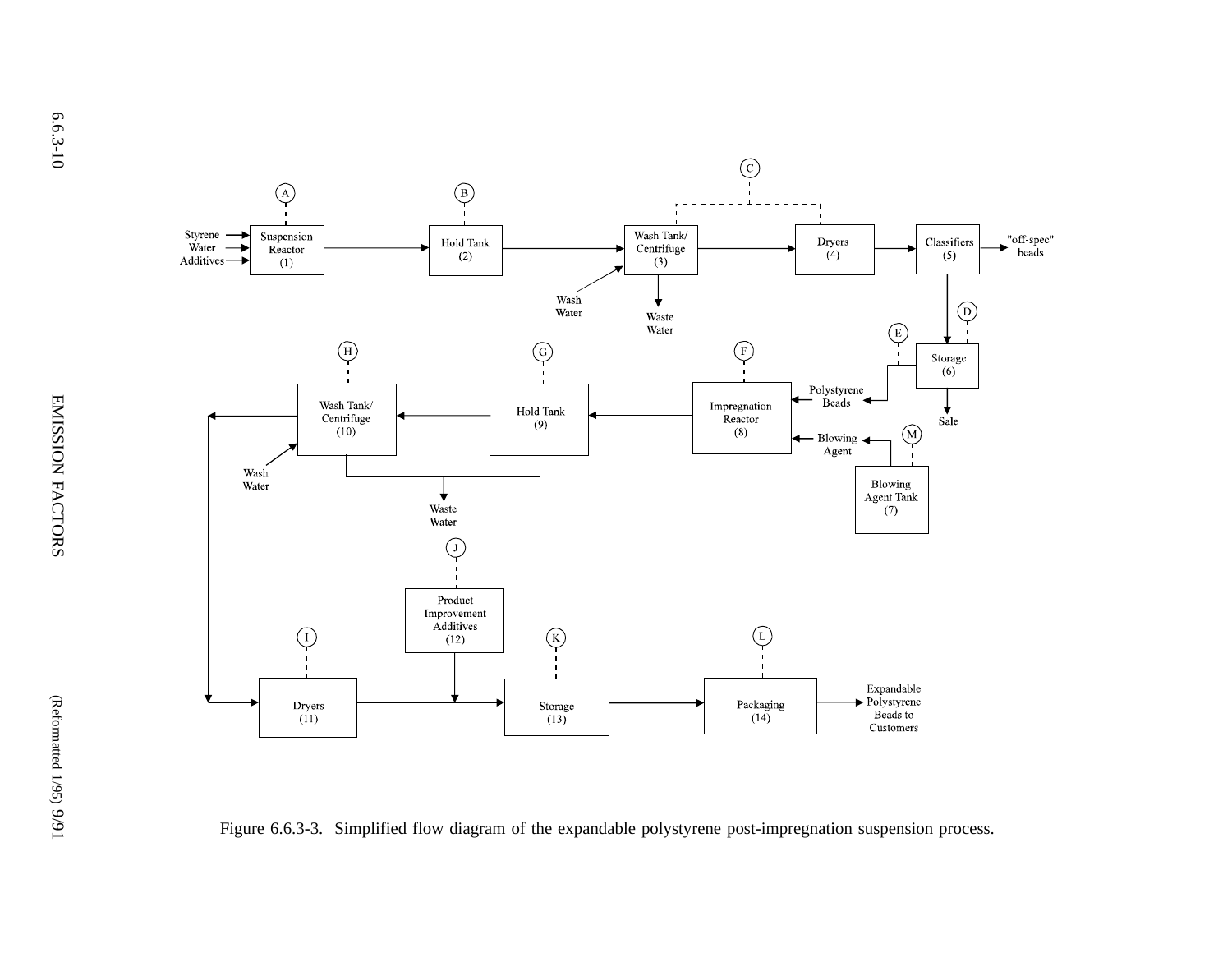Figure 6.6.3-3. Simplified flow diagram of the expandable polystyrene post-impregnation suspension process.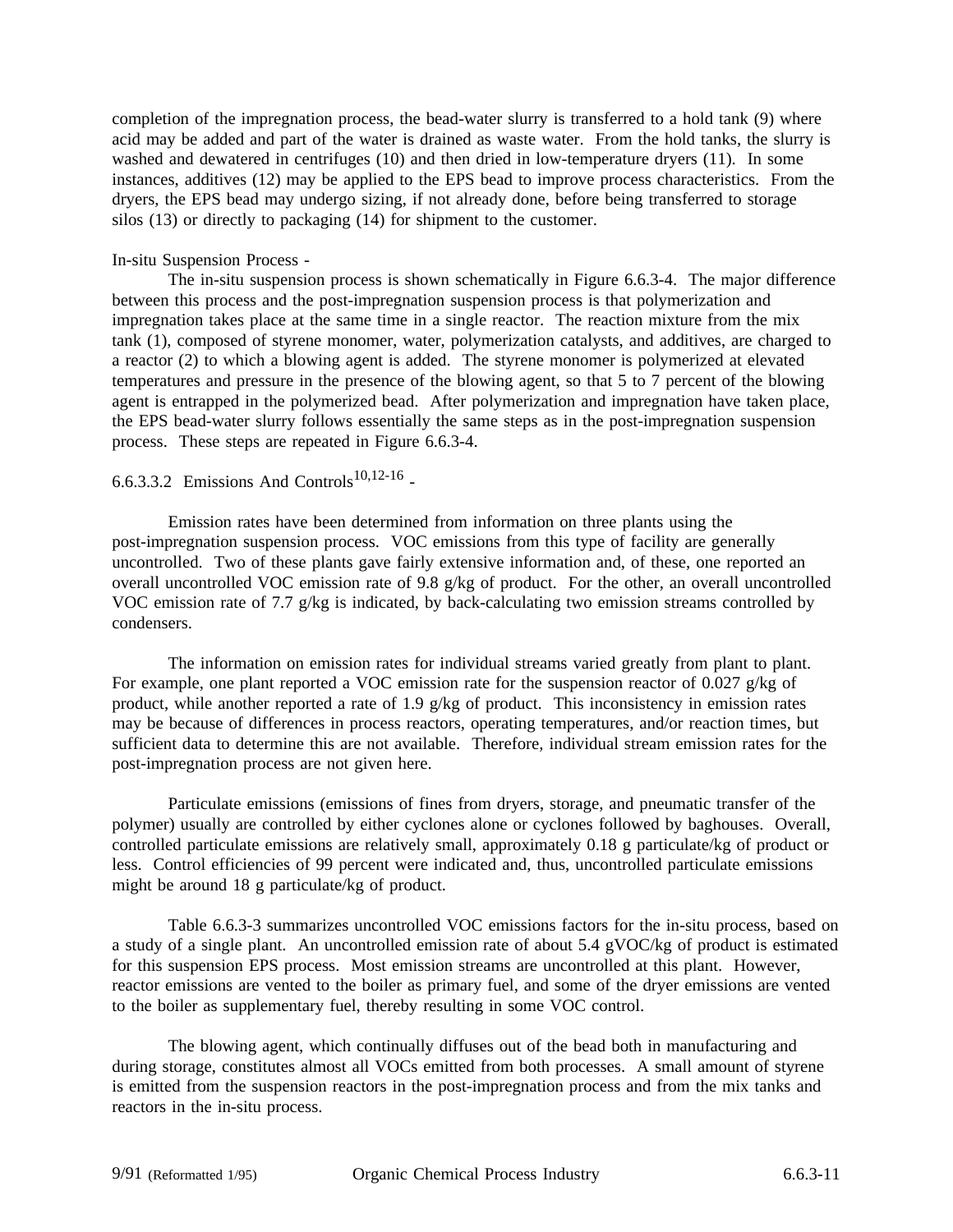completion of the impregnation process, the bead-water slurry is transferred to a hold tank (9) where acid may be added and part of the water is drained as waste water. From the hold tanks, the slurry is washed and dewatered in centrifuges (10) and then dried in low-temperature dryers (11). In some instances, additives (12) may be applied to the EPS bead to improve process characteristics. From the dryers, the EPS bead may undergo sizing, if not already done, before being transferred to storage silos (13) or directly to packaging (14) for shipment to the customer.

In-situ Suspension Process -

The in-situ suspension process is shown schematically in Figure 6.6.3-4. The major difference between this process and the post-impregnation suspension process is that polymerization and impregnation takes place at the same time in a single reactor. The reaction mixture from the mix tank (1), composed of styrene monomer, water, polymerization catalysts, and additives, are charged to a reactor (2) to which a blowing agent is added. The styrene monomer is polymerized at elevated temperatures and pressure in the presence of the blowing agent, so that 5 to 7 percent of the blowing agent is entrapped in the polymerized bead. After polymerization and impregnation have taken place, the EPS bead-water slurry follows essentially the same steps as in the post-impregnation suspension process. These steps are repeated in Figure 6.6.3-4.

### 6.6.3.3.2 Emissions And Controls[10,12-16] -

Emission rates have been determined from information on three plants using the post-impregnation suspension process. VOC emissions from this type of facility are generally uncontrolled. Two of these plants gave fairly extensive information and, of these, one reported an overall uncontrolled VOC emission rate of 9.8 g/kg of product. For the other, an overall uncontrolled VOC emission rate of 7.7 g/kg is indicated, by back-calculating two emission streams controlled by condensers.

The information on emission rates for individual streams varied greatly from plant to plant. For example, one plant reported a VOC emission rate for the suspension reactor of 0.027 g/kg of product, while another reported a rate of 1.9 g/kg of product. This inconsistency in emission rates may be because of differences in process reactors, operating temperatures, and/or reaction times, but sufficient data to determine this are not available. Therefore, individual stream emission rates for the post-impregnation process are not given here.

Particulate emissions (emissions of fines from dryers, storage, and pneumatic transfer of the polymer) usually are controlled by either cyclones alone or cyclones followed by baghouses. Overall, controlled particulate emissions are relatively small, approximately 0.18 g particulate/kg of product or less. Control efficiencies of 99 percent were indicated and, thus, uncontrolled particulate emissions might be around 18 g particulate/kg of product.

Table 6.6.3-3 summarizes uncontrolled VOC emissions factors for the in-situ process, based on a study of a single plant. An uncontrolled emission rate of about 5.4 gVOC/kg of product is estimated for this suspension EPS process. Most emission streams are uncontrolled at this plant. However, reactor emissions are vented to the boiler as primary fuel, and some of the dryer emissions are vented to the boiler as supplementary fuel, thereby resulting in some VOC control.

The blowing agent, which continually diffuses out of the bead both in manufacturing and during storage, constitutes almost all VOCs emitted from both processes. A small amount of styrene is emitted from the suspension reactors in the post-impregnation process and from the mix tanks and reactors in the in-situ process.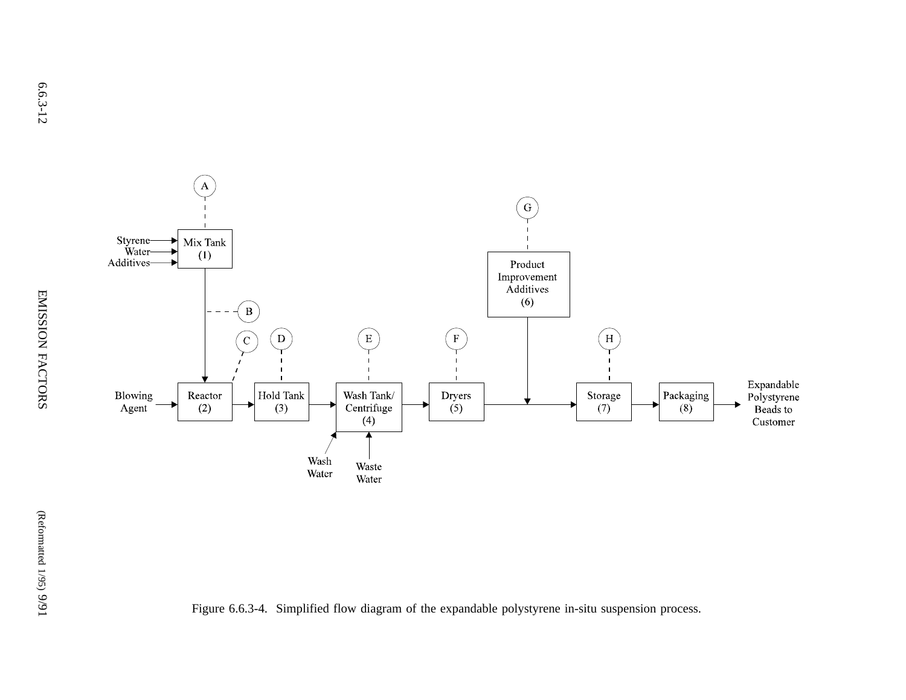Figure 6.6.3-4. Simplified flow diagram of the expandable polystyrene in-situ suspension process.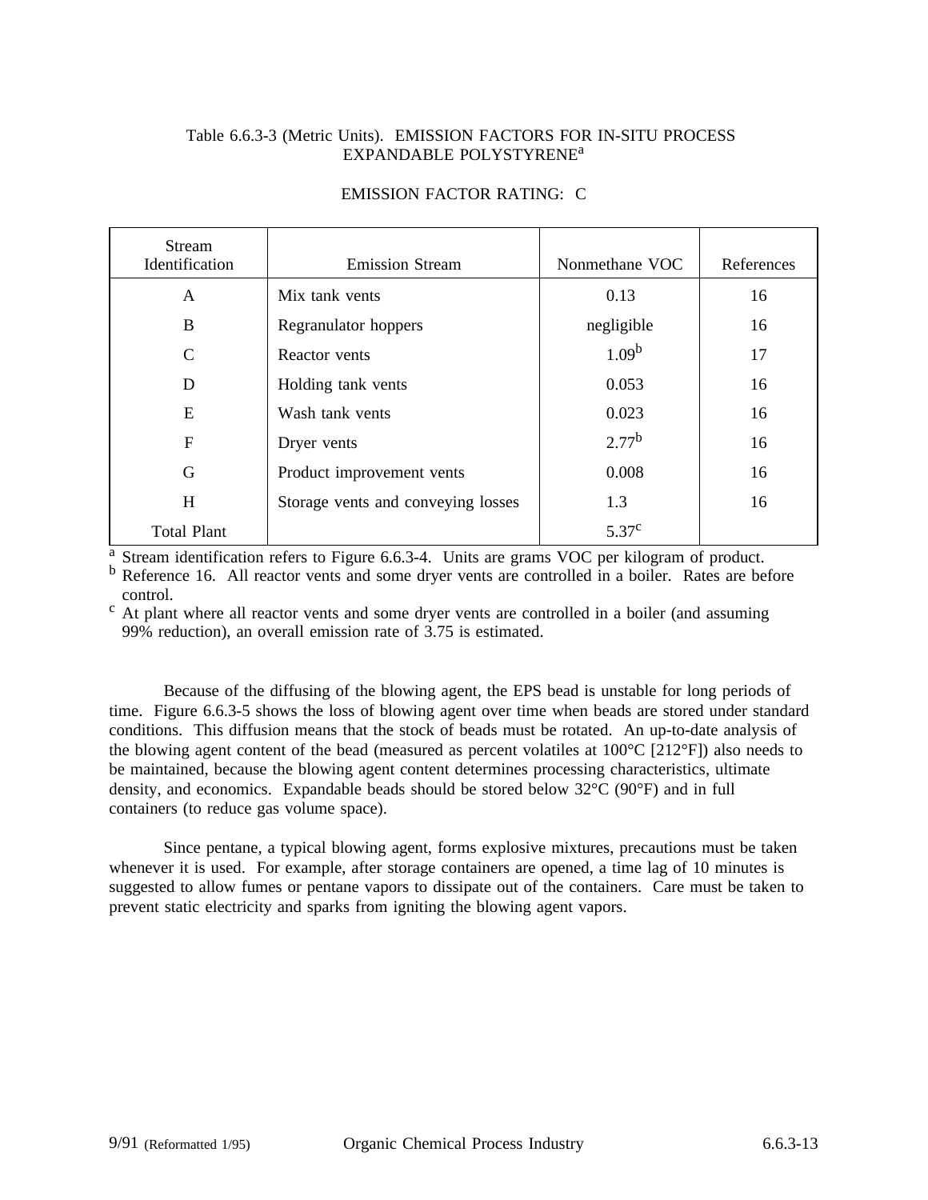Table 6.6.3-3 (Metric Units). EMISSION FACTORS FOR IN-SITU PROCESS EXPANDABLE POLYSTYRENE[a]

EMISSION FACTOR RATING: C

| Stream Identification | Emission Stream | Nonmethane VOC | References |
|---|---|---|---|
| A | Mix tank vents | 0.13 | 16 |
| B | Regranulator hoppers | negligible | 16 |
| C | Reactor vents | 1.09[b] | 17 |
| D | Holding tank vents | 0.053 | 16 |
| E | Wash tank vents | 0.023 | 16 |
| F | Dryer vents | 2.77[b] | 16 |
| G | Product improvement vents | 0.008 | 16 |
| H | Storage vents and conveying losses | 1.3 | 16 |
| Total Plant | | 5.37[c] | |

[a] Stream identification refers to Figure 6.6.3-4. Units are grams VOC per kilogram of product.
[b] Reference 16. All reactor vents and some dryer vents are controlled in a boiler. Rates are before control.
[c] At plant where all reactor vents and some dryer vents are controlled in a boiler (and assuming 99% reduction), an overall emission rate of 3.75 is estimated.

Because of the diffusing of the blowing agent, the EPS bead is unstable for long periods of time. Figure 6.6.3-5 shows the loss of blowing agent over time when beads are stored under standard conditions. This diffusion means that the stock of beads must be rotated. An up-to-date analysis of the blowing agent content of the bead (measured as percent volatiles at 100°C [212°F]) also needs to be maintained, because the blowing agent content determines processing characteristics, ultimate density, and economics. Expandable beads should be stored below 32°C (90°F) and in full containers (to reduce gas volume space).

Since pentane, a typical blowing agent, forms explosive mixtures, precautions must be taken whenever it is used. For example, after storage containers are opened, a time lag of 10 minutes is suggested to allow fumes or pentane vapors to dissipate out of the containers. Care must be taken to prevent static electricity and sparks from igniting the blowing agent vapors.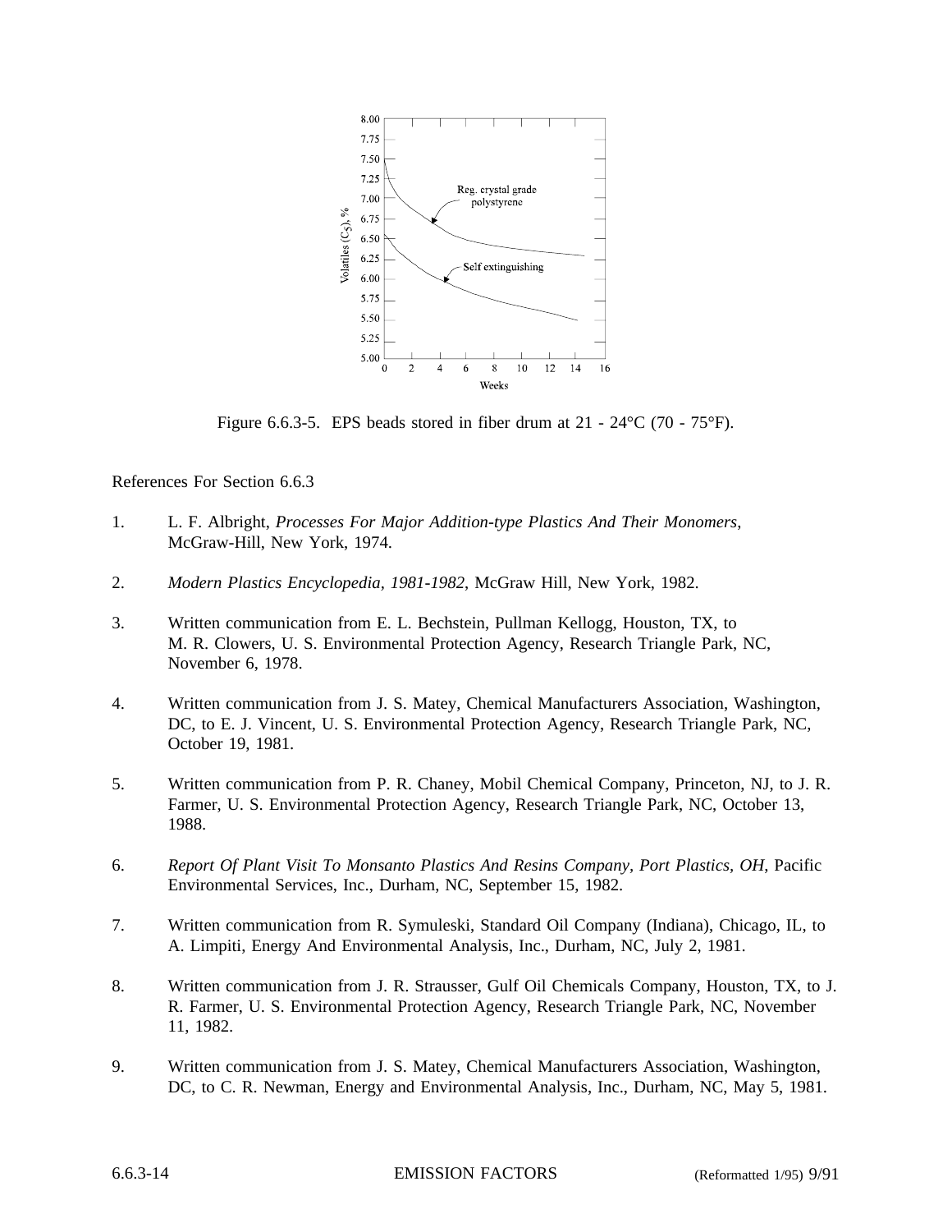Figure 6.6.3-5. EPS beads stored in fiber drum at 21 - 24°C (70 - 75°F).

References For Section 6.6.3

1. L. F. Albright, *Processes For Major Addition-type Plastics And Their Monomers*, McGraw-Hill, New York, 1974.

2. *Modern Plastics Encyclopedia, 1981-1982*, McGraw Hill, New York, 1982.

3. Written communication from E. L. Bechstein, Pullman Kellogg, Houston, TX, to M. R. Clowers, U. S. Environmental Protection Agency, Research Triangle Park, NC, November 6, 1978.

4. Written communication from J. S. Matey, Chemical Manufacturers Association, Washington, DC, to E. J. Vincent, U. S. Environmental Protection Agency, Research Triangle Park, NC, October 19, 1981.

5. Written communication from P. R. Chaney, Mobil Chemical Company, Princeton, NJ, to J. R. Farmer, U. S. Environmental Protection Agency, Research Triangle Park, NC, October 13, 1988.

6. *Report Of Plant Visit To Monsanto Plastics And Resins Company, Port Plastics, OH*, Pacific Environmental Services, Inc., Durham, NC, September 15, 1982.

7. Written communication from R. Symuleski, Standard Oil Company (Indiana), Chicago, IL, to A. Limpiti, Energy And Environmental Analysis, Inc., Durham, NC, July 2, 1981.

8. Written communication from J. R. Strausser, Gulf Oil Chemicals Company, Houston, TX, to J. R. Farmer, U. S. Environmental Protection Agency, Research Triangle Park, NC, November 11, 1982.

9. Written communication from J. S. Matey, Chemical Manufacturers Association, Washington, DC, to C. R. Newman, Energy and Environmental Analysis, Inc., Durham, NC, May 5, 1981.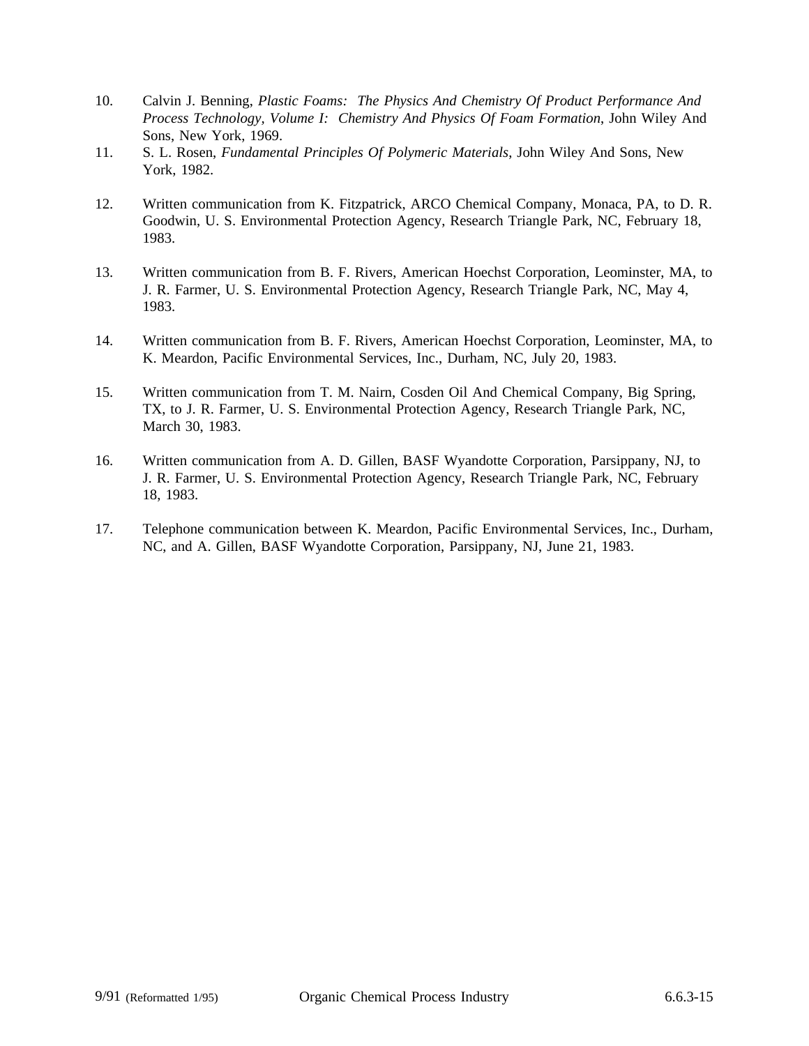10. Calvin J. Benning, *Plastic Foams: The Physics And Chemistry Of Product Performance And Process Technology, Volume I: Chemistry And Physics Of Foam Formation*, John Wiley And Sons, New York, 1969.

11. S. L. Rosen, *Fundamental Principles Of Polymeric Materials*, John Wiley And Sons, New York, 1982.

12. Written communication from K. Fitzpatrick, ARCO Chemical Company, Monaca, PA, to D. R. Goodwin, U. S. Environmental Protection Agency, Research Triangle Park, NC, February 18, 1983.

13. Written communication from B. F. Rivers, American Hoechst Corporation, Leominster, MA, to J. R. Farmer, U. S. Environmental Protection Agency, Research Triangle Park, NC, May 4, 1983.

14. Written communication from B. F. Rivers, American Hoechst Corporation, Leominster, MA, to K. Meardon, Pacific Environmental Services, Inc., Durham, NC, July 20, 1983.

15. Written communication from T. M. Nairn, Cosden Oil And Chemical Company, Big Spring, TX, to J. R. Farmer, U. S. Environmental Protection Agency, Research Triangle Park, NC, March 30, 1983.

16. Written communication from A. D. Gillen, BASF Wyandotte Corporation, Parsippany, NJ, to J. R. Farmer, U. S. Environmental Protection Agency, Research Triangle Park, NC, February 18, 1983.

17. Telephone communication between K. Meardon, Pacific Environmental Services, Inc., Durham, NC, and A. Gillen, BASF Wyandotte Corporation, Parsippany, NJ, June 21, 1983.